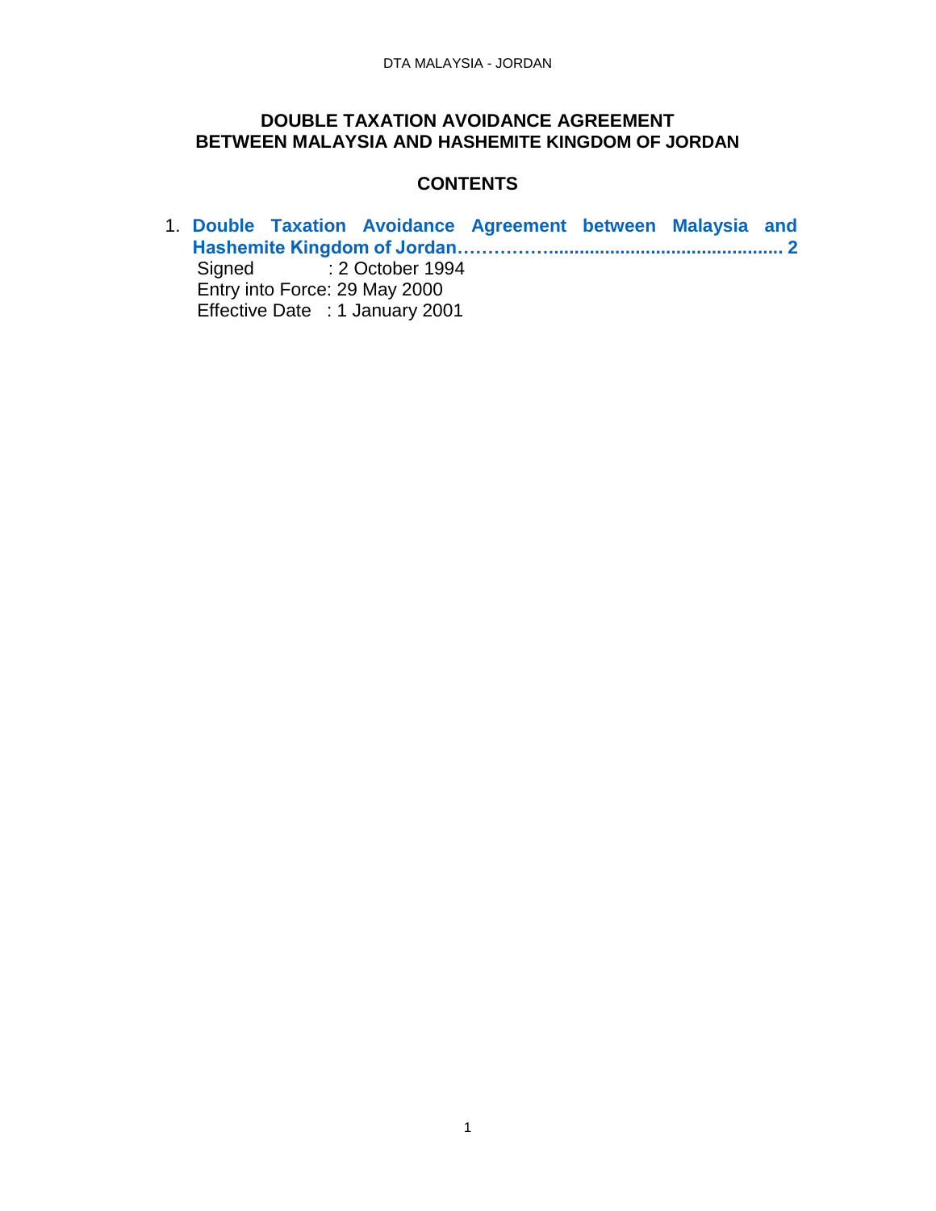# DOUBLE TAXATION AVOIDANCE AGREEMENT
# BETWEEN MALAYSIA AND HASHEMITE KINGDOM OF JORDAN

## CONTENTS

1. **Double Taxation Avoidance Agreement between Malaysia and Hashemite Kingdom of Jordan…………….............................................. 2**
   Signed : 2 October 1994
   Entry into Force: 29 May 2000
   Effective Date : 1 January 2001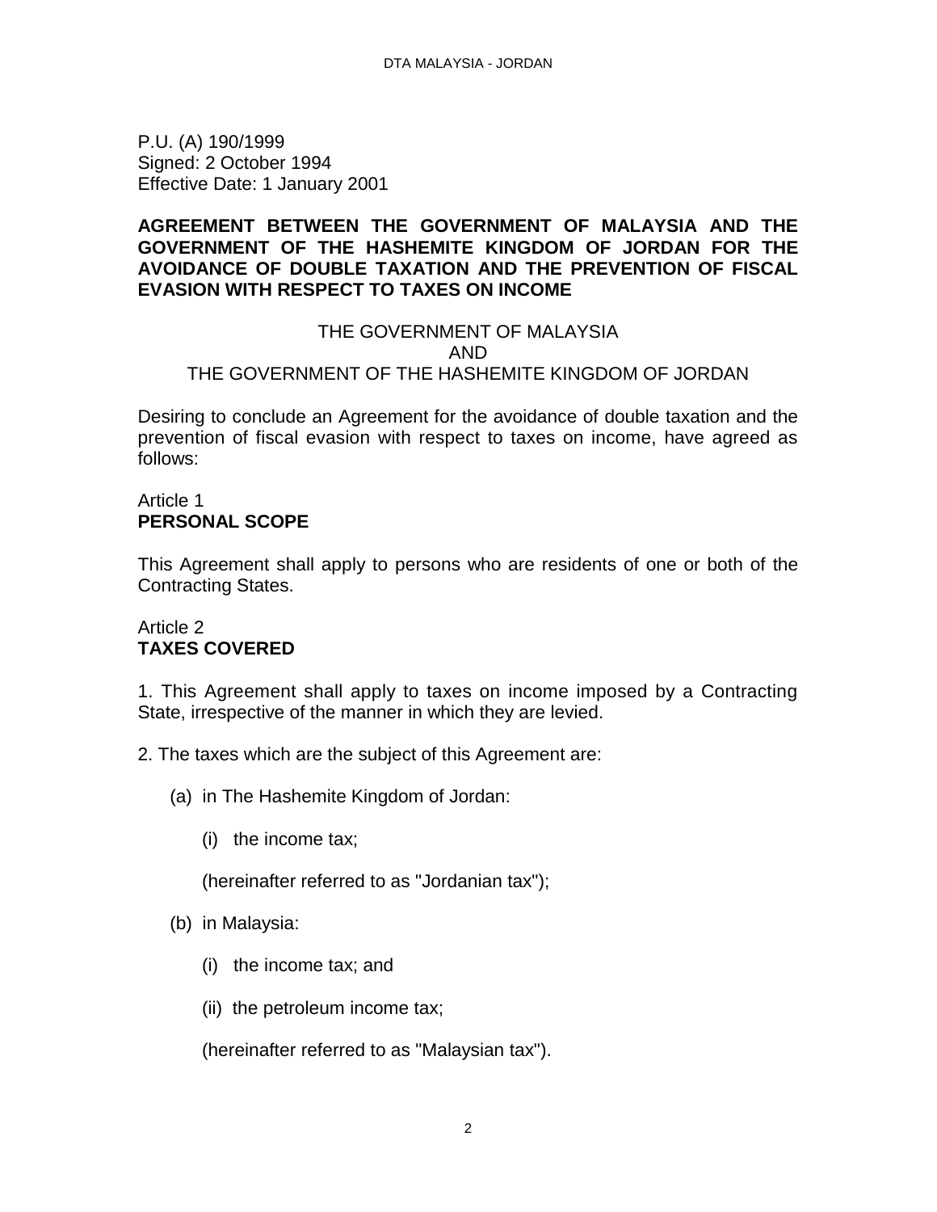P.U. (A) 190/1999
Signed: 2 October 1994
Effective Date: 1 January 2001

**AGREEMENT BETWEEN THE GOVERNMENT OF MALAYSIA AND THE GOVERNMENT OF THE HASHEMITE KINGDOM OF JORDAN FOR THE AVOIDANCE OF DOUBLE TAXATION AND THE PREVENTION OF FISCAL EVASION WITH RESPECT TO TAXES ON INCOME**

THE GOVERNMENT OF MALAYSIA
AND
THE GOVERNMENT OF THE HASHEMITE KINGDOM OF JORDAN

Desiring to conclude an Agreement for the avoidance of double taxation and the prevention of fiscal evasion with respect to taxes on income, have agreed as follows:

Article 1
**PERSONAL SCOPE**

This Agreement shall apply to persons who are residents of one or both of the Contracting States.

Article 2
**TAXES COVERED**

1. This Agreement shall apply to taxes on income imposed by a Contracting State, irrespective of the manner in which they are levied.

2. The taxes which are the subject of this Agreement are:

(a) in The Hashemite Kingdom of Jordan:

(i) the income tax;

(hereinafter referred to as "Jordanian tax");

(b) in Malaysia:

(i) the income tax; and

(ii) the petroleum income tax;

(hereinafter referred to as "Malaysian tax").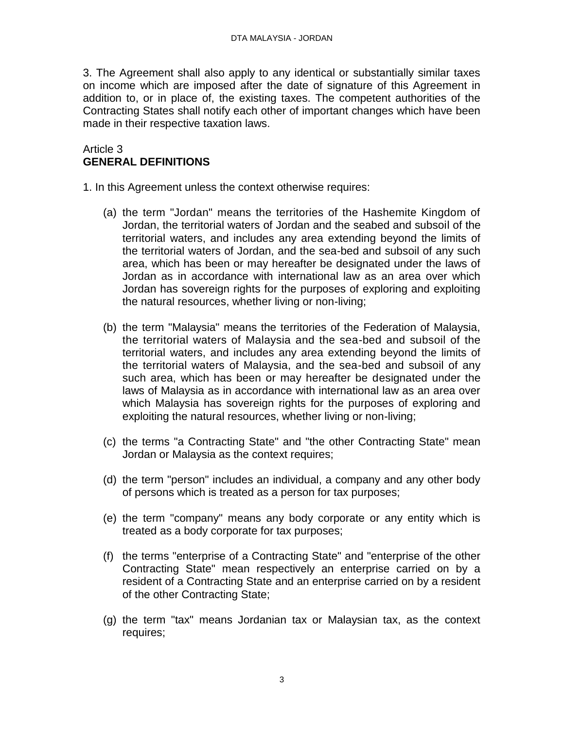3. The Agreement shall also apply to any identical or substantially similar taxes on income which are imposed after the date of signature of this Agreement in addition to, or in place of, the existing taxes. The competent authorities of the Contracting States shall notify each other of important changes which have been made in their respective taxation laws.

## Article 3
## GENERAL DEFINITIONS

1. In this Agreement unless the context otherwise requires:

(a) the term "Jordan" means the territories of the Hashemite Kingdom of Jordan, the territorial waters of Jordan and the seabed and subsoil of the territorial waters, and includes any area extending beyond the limits of the territorial waters of Jordan, and the sea-bed and subsoil of any such area, which has been or may hereafter be designated under the laws of Jordan as in accordance with international law as an area over which Jordan has sovereign rights for the purposes of exploring and exploiting the natural resources, whether living or non-living;

(b) the term "Malaysia" means the territories of the Federation of Malaysia, the territorial waters of Malaysia and the sea-bed and subsoil of the territorial waters, and includes any area extending beyond the limits of the territorial waters of Malaysia, and the sea-bed and subsoil of any such area, which has been or may hereafter be designated under the laws of Malaysia as in accordance with international law as an area over which Malaysia has sovereign rights for the purposes of exploring and exploiting the natural resources, whether living or non-living;

(c) the terms "a Contracting State" and "the other Contracting State" mean Jordan or Malaysia as the context requires;

(d) the term "person" includes an individual, a company and any other body of persons which is treated as a person for tax purposes;

(e) the term "company" means any body corporate or any entity which is treated as a body corporate for tax purposes;

(f) the terms "enterprise of a Contracting State" and "enterprise of the other Contracting State" mean respectively an enterprise carried on by a resident of a Contracting State and an enterprise carried on by a resident of the other Contracting State;

(g) the term "tax" means Jordanian tax or Malaysian tax, as the context requires;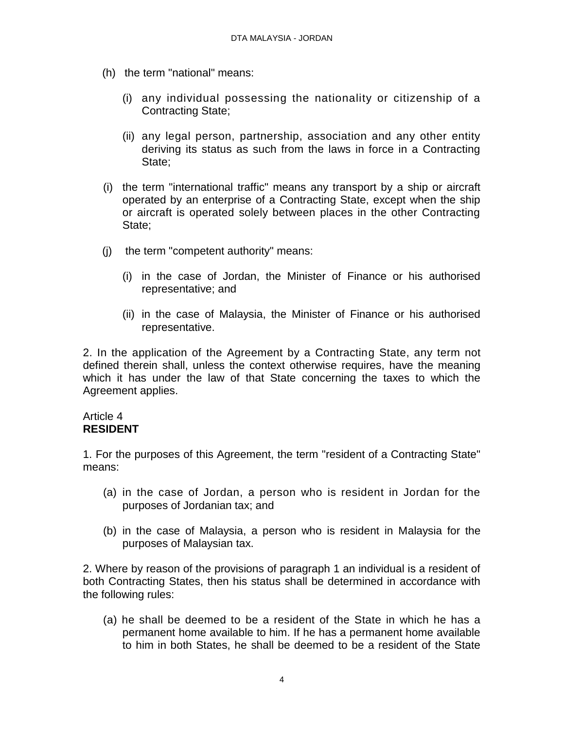(h) the term "national" means:

(i) any individual possessing the nationality or citizenship of a Contracting State;

(ii) any legal person, partnership, association and any other entity deriving its status as such from the laws in force in a Contracting State;

(i) the term "international traffic" means any transport by a ship or aircraft operated by an enterprise of a Contracting State, except when the ship or aircraft is operated solely between places in the other Contracting State;

(j) the term "competent authority" means:

(i) in the case of Jordan, the Minister of Finance or his authorised representative; and

(ii) in the case of Malaysia, the Minister of Finance or his authorised representative.

2. In the application of the Agreement by a Contracting State, any term not defined therein shall, unless the context otherwise requires, have the meaning which it has under the law of that State concerning the taxes to which the Agreement applies.

Article 4
**RESIDENT**

1. For the purposes of this Agreement, the term "resident of a Contracting State" means:

(a) in the case of Jordan, a person who is resident in Jordan for the purposes of Jordanian tax; and

(b) in the case of Malaysia, a person who is resident in Malaysia for the purposes of Malaysian tax.

2. Where by reason of the provisions of paragraph 1 an individual is a resident of both Contracting States, then his status shall be determined in accordance with the following rules:

(a) he shall be deemed to be a resident of the State in which he has a permanent home available to him. If he has a permanent home available to him in both States, he shall be deemed to be a resident of the State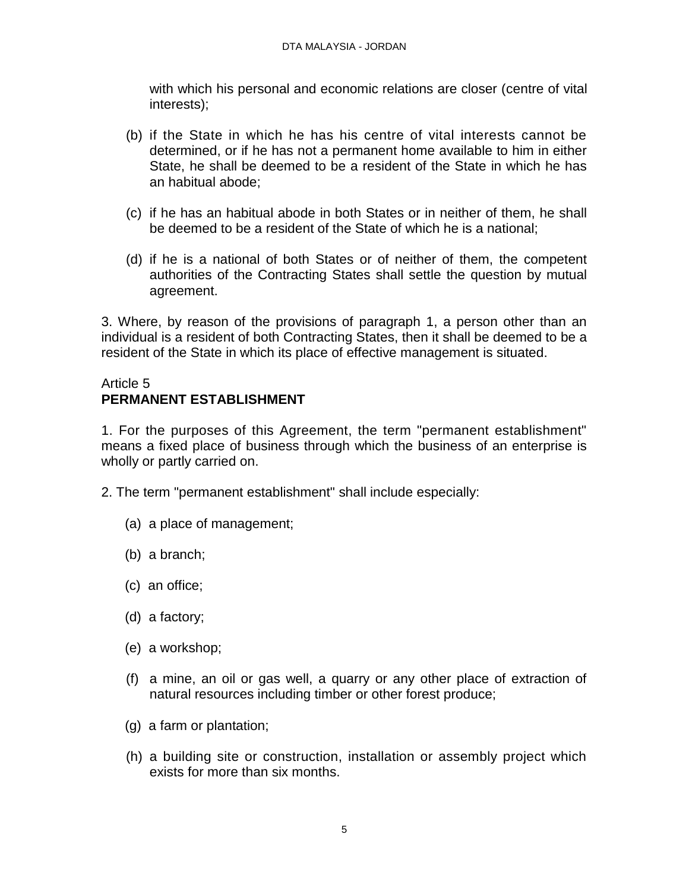with which his personal and economic relations are closer (centre of vital interests);

(b) if the State in which he has his centre of vital interests cannot be determined, or if he has not a permanent home available to him in either State, he shall be deemed to be a resident of the State in which he has an habitual abode;

(c) if he has an habitual abode in both States or in neither of them, he shall be deemed to be a resident of the State of which he is a national;

(d) if he is a national of both States or of neither of them, the competent authorities of the Contracting States shall settle the question by mutual agreement.

3. Where, by reason of the provisions of paragraph 1, a person other than an individual is a resident of both Contracting States, then it shall be deemed to be a resident of the State in which its place of effective management is situated.

Article 5
**PERMANENT ESTABLISHMENT**

1. For the purposes of this Agreement, the term "permanent establishment" means a fixed place of business through which the business of an enterprise is wholly or partly carried on.

2. The term "permanent establishment" shall include especially:

(a) a place of management;

(b) a branch;

(c) an office;

(d) a factory;

(e) a workshop;

(f) a mine, an oil or gas well, a quarry or any other place of extraction of natural resources including timber or other forest produce;

(g) a farm or plantation;

(h) a building site or construction, installation or assembly project which exists for more than six months.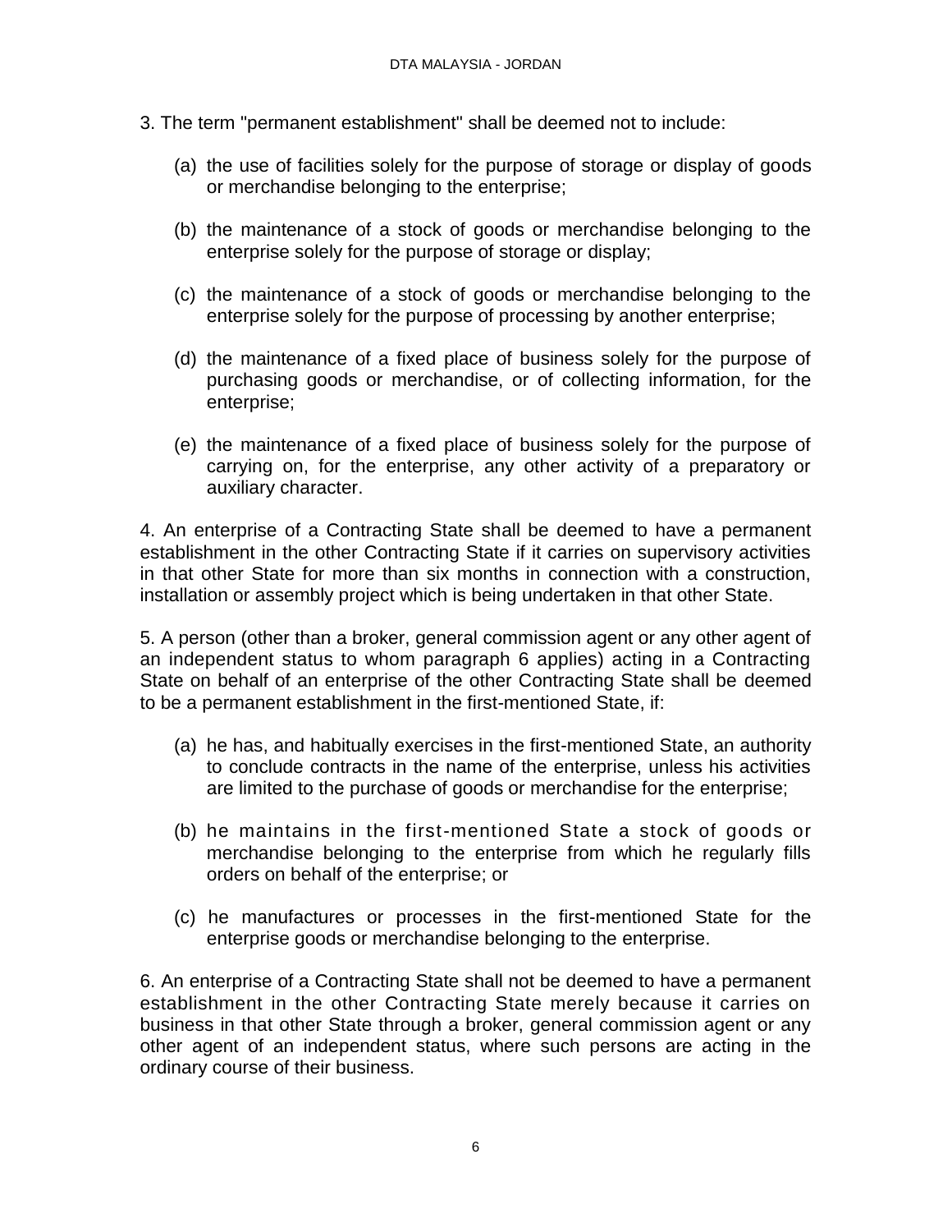3. The term "permanent establishment" shall be deemed not to include:

(a) the use of facilities solely for the purpose of storage or display of goods or merchandise belonging to the enterprise;

(b) the maintenance of a stock of goods or merchandise belonging to the enterprise solely for the purpose of storage or display;

(c) the maintenance of a stock of goods or merchandise belonging to the enterprise solely for the purpose of processing by another enterprise;

(d) the maintenance of a fixed place of business solely for the purpose of purchasing goods or merchandise, or of collecting information, for the enterprise;

(e) the maintenance of a fixed place of business solely for the purpose of carrying on, for the enterprise, any other activity of a preparatory or auxiliary character.

4. An enterprise of a Contracting State shall be deemed to have a permanent establishment in the other Contracting State if it carries on supervisory activities in that other State for more than six months in connection with a construction, installation or assembly project which is being undertaken in that other State.

5. A person (other than a broker, general commission agent or any other agent of an independent status to whom paragraph 6 applies) acting in a Contracting State on behalf of an enterprise of the other Contracting State shall be deemed to be a permanent establishment in the first-mentioned State, if:

(a) he has, and habitually exercises in the first-mentioned State, an authority to conclude contracts in the name of the enterprise, unless his activities are limited to the purchase of goods or merchandise for the enterprise;

(b) he maintains in the first-mentioned State a stock of goods or merchandise belonging to the enterprise from which he regularly fills orders on behalf of the enterprise; or

(c) he manufactures or processes in the first-mentioned State for the enterprise goods or merchandise belonging to the enterprise.

6. An enterprise of a Contracting State shall not be deemed to have a permanent establishment in the other Contracting State merely because it carries on business in that other State through a broker, general commission agent or any other agent of an independent status, where such persons are acting in the ordinary course of their business.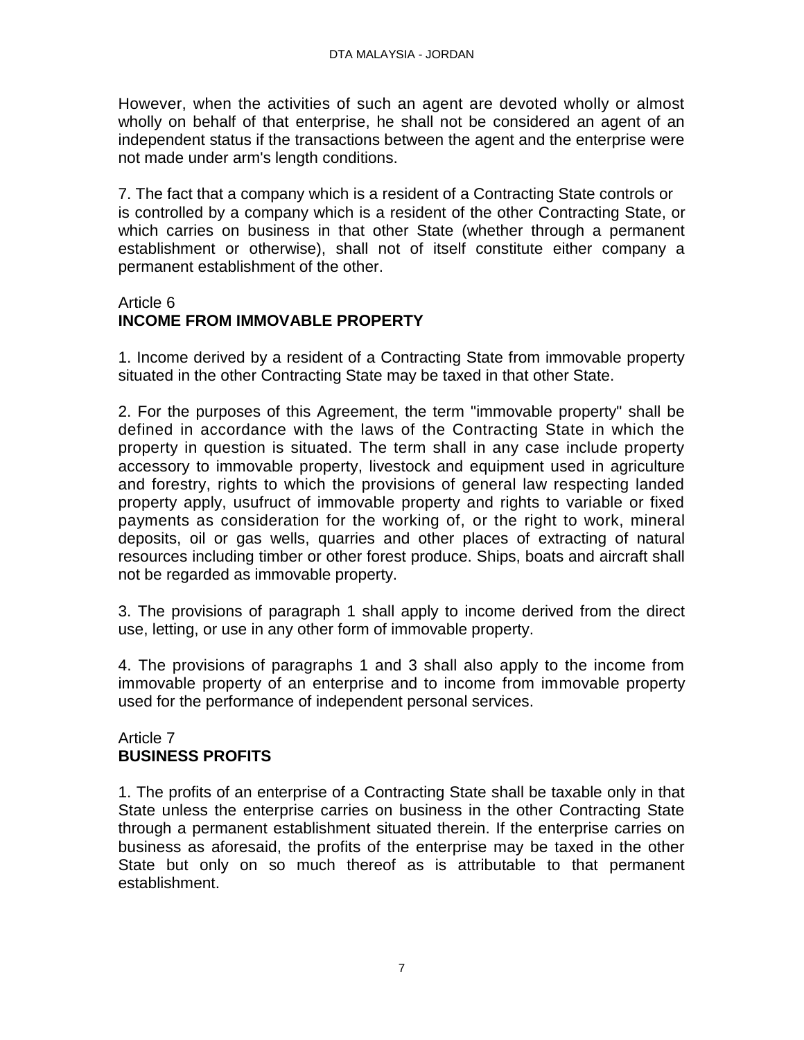However, when the activities of such an agent are devoted wholly or almost wholly on behalf of that enterprise, he shall not be considered an agent of an independent status if the transactions between the agent and the enterprise were not made under arm's length conditions.

7. The fact that a company which is a resident of a Contracting State controls or is controlled by a company which is a resident of the other Contracting State, or which carries on business in that other State (whether through a permanent establishment or otherwise), shall not of itself constitute either company a permanent establishment of the other.

## Article 6
## INCOME FROM IMMOVABLE PROPERTY

1. Income derived by a resident of a Contracting State from immovable property situated in the other Contracting State may be taxed in that other State.

2. For the purposes of this Agreement, the term "immovable property" shall be defined in accordance with the laws of the Contracting State in which the property in question is situated. The term shall in any case include property accessory to immovable property, livestock and equipment used in agriculture and forestry, rights to which the provisions of general law respecting landed property apply, usufruct of immovable property and rights to variable or fixed payments as consideration for the working of, or the right to work, mineral deposits, oil or gas wells, quarries and other places of extracting of natural resources including timber or other forest produce. Ships, boats and aircraft shall not be regarded as immovable property.

3. The provisions of paragraph 1 shall apply to income derived from the direct use, letting, or use in any other form of immovable property.

4. The provisions of paragraphs 1 and 3 shall also apply to the income from immovable property of an enterprise and to income from immovable property used for the performance of independent personal services.

## Article 7
## BUSINESS PROFITS

1. The profits of an enterprise of a Contracting State shall be taxable only in that State unless the enterprise carries on business in the other Contracting State through a permanent establishment situated therein. If the enterprise carries on business as aforesaid, the profits of the enterprise may be taxed in the other State but only on so much thereof as is attributable to that permanent establishment.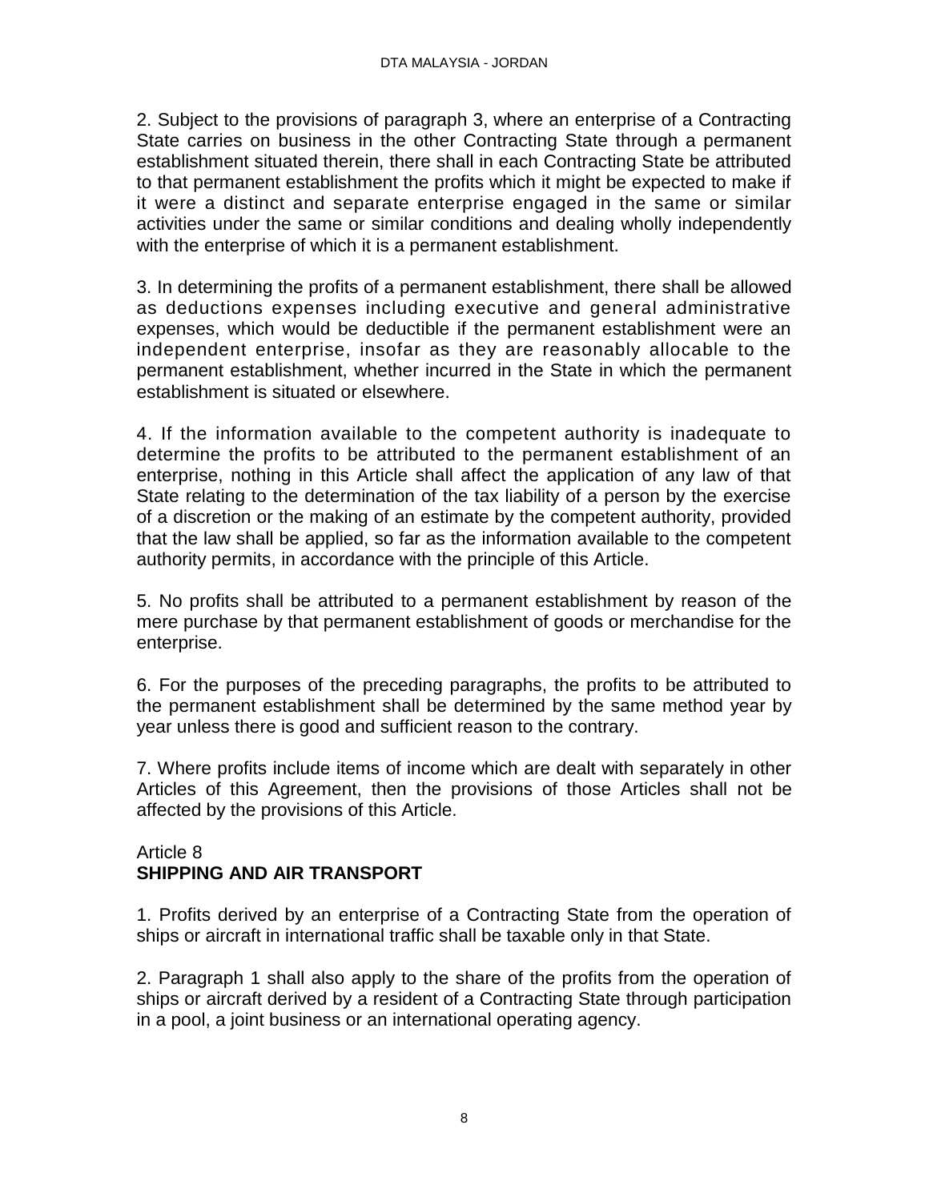2. Subject to the provisions of paragraph 3, where an enterprise of a Contracting State carries on business in the other Contracting State through a permanent establishment situated therein, there shall in each Contracting State be attributed to that permanent establishment the profits which it might be expected to make if it were a distinct and separate enterprise engaged in the same or similar activities under the same or similar conditions and dealing wholly independently with the enterprise of which it is a permanent establishment.

3. In determining the profits of a permanent establishment, there shall be allowed as deductions expenses including executive and general administrative expenses, which would be deductible if the permanent establishment were an independent enterprise, insofar as they are reasonably allocable to the permanent establishment, whether incurred in the State in which the permanent establishment is situated or elsewhere.

4. If the information available to the competent authority is inadequate to determine the profits to be attributed to the permanent establishment of an enterprise, nothing in this Article shall affect the application of any law of that State relating to the determination of the tax liability of a person by the exercise of a discretion or the making of an estimate by the competent authority, provided that the law shall be applied, so far as the information available to the competent authority permits, in accordance with the principle of this Article.

5. No profits shall be attributed to a permanent establishment by reason of the mere purchase by that permanent establishment of goods or merchandise for the enterprise.

6. For the purposes of the preceding paragraphs, the profits to be attributed to the permanent establishment shall be determined by the same method year by year unless there is good and sufficient reason to the contrary.

7. Where profits include items of income which are dealt with separately in other Articles of this Agreement, then the provisions of those Articles shall not be affected by the provisions of this Article.

## Article 8
## SHIPPING AND AIR TRANSPORT

1. Profits derived by an enterprise of a Contracting State from the operation of ships or aircraft in international traffic shall be taxable only in that State.

2. Paragraph 1 shall also apply to the share of the profits from the operation of ships or aircraft derived by a resident of a Contracting State through participation in a pool, a joint business or an international operating agency.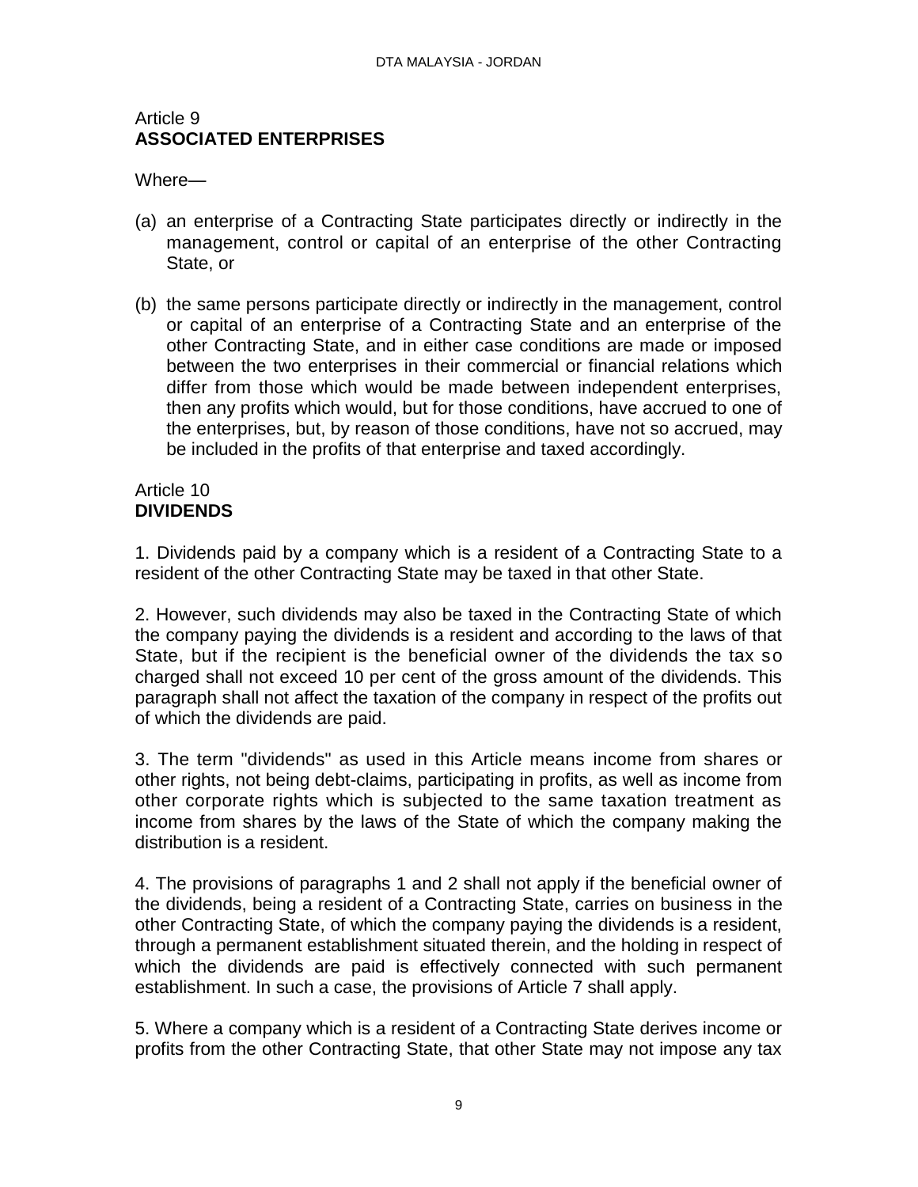Article 9
**ASSOCIATED ENTERPRISES**

Where—

(a) an enterprise of a Contracting State participates directly or indirectly in the management, control or capital of an enterprise of the other Contracting State, or

(b) the same persons participate directly or indirectly in the management, control or capital of an enterprise of a Contracting State and an enterprise of the other Contracting State, and in either case conditions are made or imposed between the two enterprises in their commercial or financial relations which differ from those which would be made between independent enterprises, then any profits which would, but for those conditions, have accrued to one of the enterprises, but, by reason of those conditions, have not so accrued, may be included in the profits of that enterprise and taxed accordingly.

Article 10
**DIVIDENDS**

1. Dividends paid by a company which is a resident of a Contracting State to a resident of the other Contracting State may be taxed in that other State.

2. However, such dividends may also be taxed in the Contracting State of which the company paying the dividends is a resident and according to the laws of that State, but if the recipient is the beneficial owner of the dividends the tax so charged shall not exceed 10 per cent of the gross amount of the dividends. This paragraph shall not affect the taxation of the company in respect of the profits out of which the dividends are paid.

3. The term "dividends" as used in this Article means income from shares or other rights, not being debt-claims, participating in profits, as well as income from other corporate rights which is subjected to the same taxation treatment as income from shares by the laws of the State of which the company making the distribution is a resident.

4. The provisions of paragraphs 1 and 2 shall not apply if the beneficial owner of the dividends, being a resident of a Contracting State, carries on business in the other Contracting State, of which the company paying the dividends is a resident, through a permanent establishment situated therein, and the holding in respect of which the dividends are paid is effectively connected with such permanent establishment. In such a case, the provisions of Article 7 shall apply.

5. Where a company which is a resident of a Contracting State derives income or profits from the other Contracting State, that other State may not impose any tax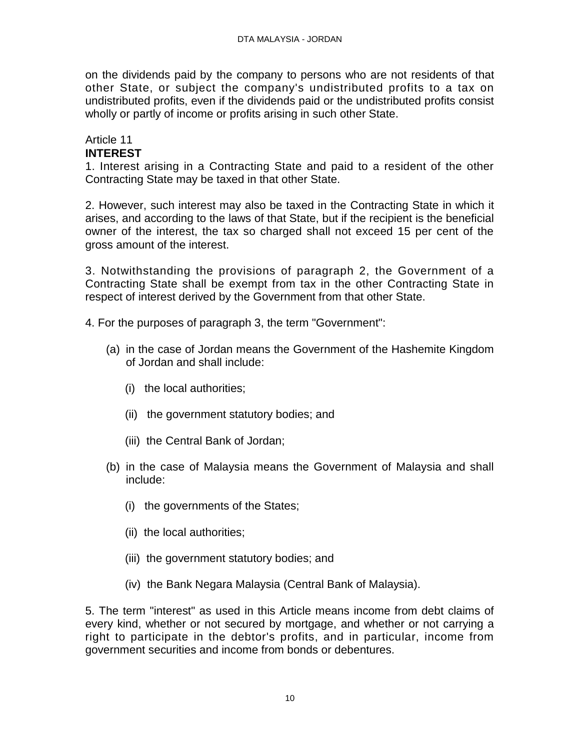on the dividends paid by the company to persons who are not residents of that other State, or subject the company's undistributed profits to a tax on undistributed profits, even if the dividends paid or the undistributed profits consist wholly or partly of income or profits arising in such other State.

Article 11
**INTEREST**

1. Interest arising in a Contracting State and paid to a resident of the other Contracting State may be taxed in that other State.

2. However, such interest may also be taxed in the Contracting State in which it arises, and according to the laws of that State, but if the recipient is the beneficial owner of the interest, the tax so charged shall not exceed 15 per cent of the gross amount of the interest.

3. Notwithstanding the provisions of paragraph 2, the Government of a Contracting State shall be exempt from tax in the other Contracting State in respect of interest derived by the Government from that other State.

4. For the purposes of paragraph 3, the term "Government":

(a) in the case of Jordan means the Government of the Hashemite Kingdom of Jordan and shall include:

  (i) the local authorities;

  (ii) the government statutory bodies; and

  (iii) the Central Bank of Jordan;

(b) in the case of Malaysia means the Government of Malaysia and shall include:

  (i) the governments of the States;

  (ii) the local authorities;

  (iii) the government statutory bodies; and

  (iv) the Bank Negara Malaysia (Central Bank of Malaysia).

5. The term "interest" as used in this Article means income from debt claims of every kind, whether or not secured by mortgage, and whether or not carrying a right to participate in the debtor's profits, and in particular, income from government securities and income from bonds or debentures.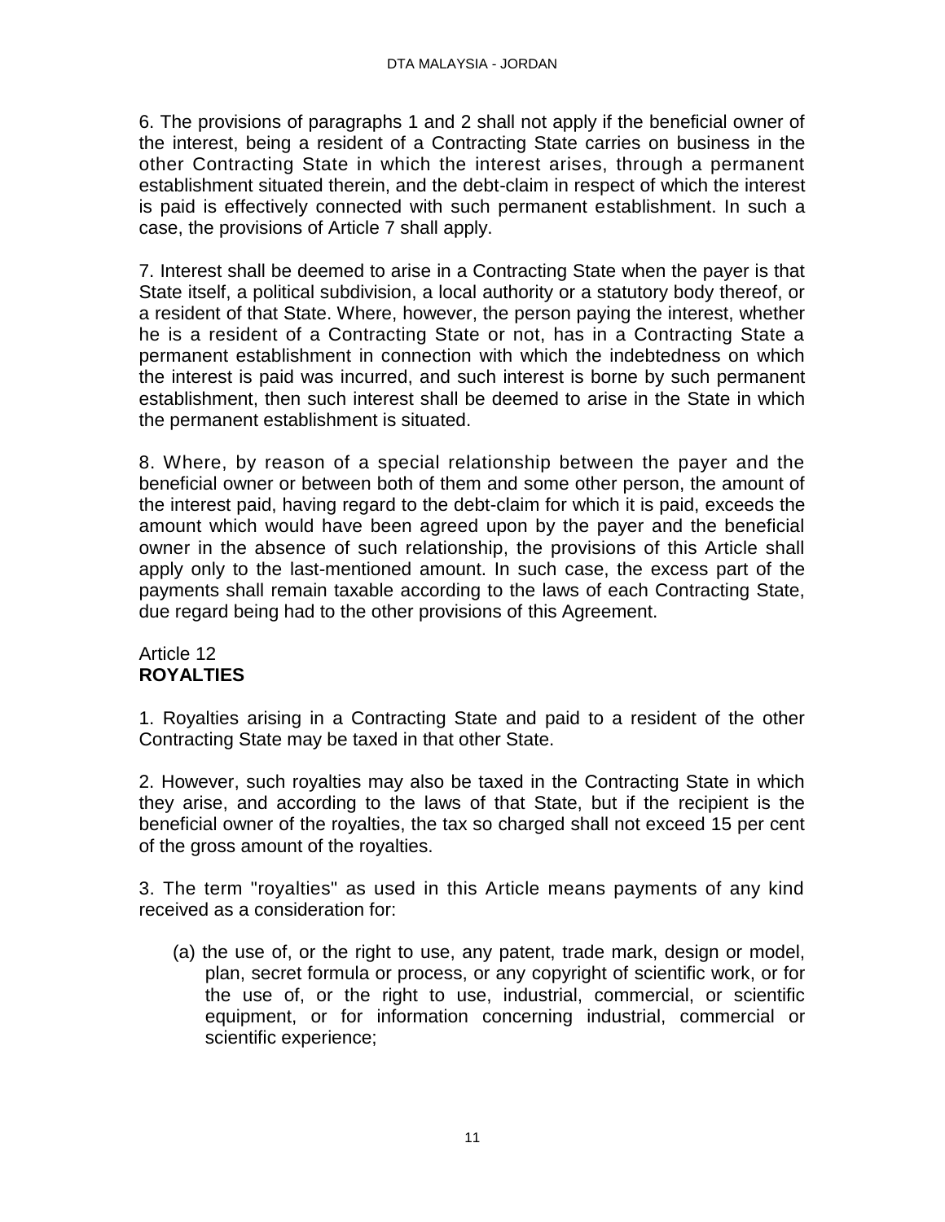6. The provisions of paragraphs 1 and 2 shall not apply if the beneficial owner of the interest, being a resident of a Contracting State carries on business in the other Contracting State in which the interest arises, through a permanent establishment situated therein, and the debt-claim in respect of which the interest is paid is effectively connected with such permanent establishment. In such a case, the provisions of Article 7 shall apply.

7. Interest shall be deemed to arise in a Contracting State when the payer is that State itself, a political subdivision, a local authority or a statutory body thereof, or a resident of that State. Where, however, the person paying the interest, whether he is a resident of a Contracting State or not, has in a Contracting State a permanent establishment in connection with which the indebtedness on which the interest is paid was incurred, and such interest is borne by such permanent establishment, then such interest shall be deemed to arise in the State in which the permanent establishment is situated.

8. Where, by reason of a special relationship between the payer and the beneficial owner or between both of them and some other person, the amount of the interest paid, having regard to the debt-claim for which it is paid, exceeds the amount which would have been agreed upon by the payer and the beneficial owner in the absence of such relationship, the provisions of this Article shall apply only to the last-mentioned amount. In such case, the excess part of the payments shall remain taxable according to the laws of each Contracting State, due regard being had to the other provisions of this Agreement.

## Article 12
## **ROYALTIES**

1. Royalties arising in a Contracting State and paid to a resident of the other Contracting State may be taxed in that other State.

2. However, such royalties may also be taxed in the Contracting State in which they arise, and according to the laws of that State, but if the recipient is the beneficial owner of the royalties, the tax so charged shall not exceed 15 per cent of the gross amount of the royalties.

3. The term "royalties" as used in this Article means payments of any kind received as a consideration for:

(a) the use of, or the right to use, any patent, trade mark, design or model, plan, secret formula or process, or any copyright of scientific work, or for the use of, or the right to use, industrial, commercial, or scientific equipment, or for information concerning industrial, commercial or scientific experience;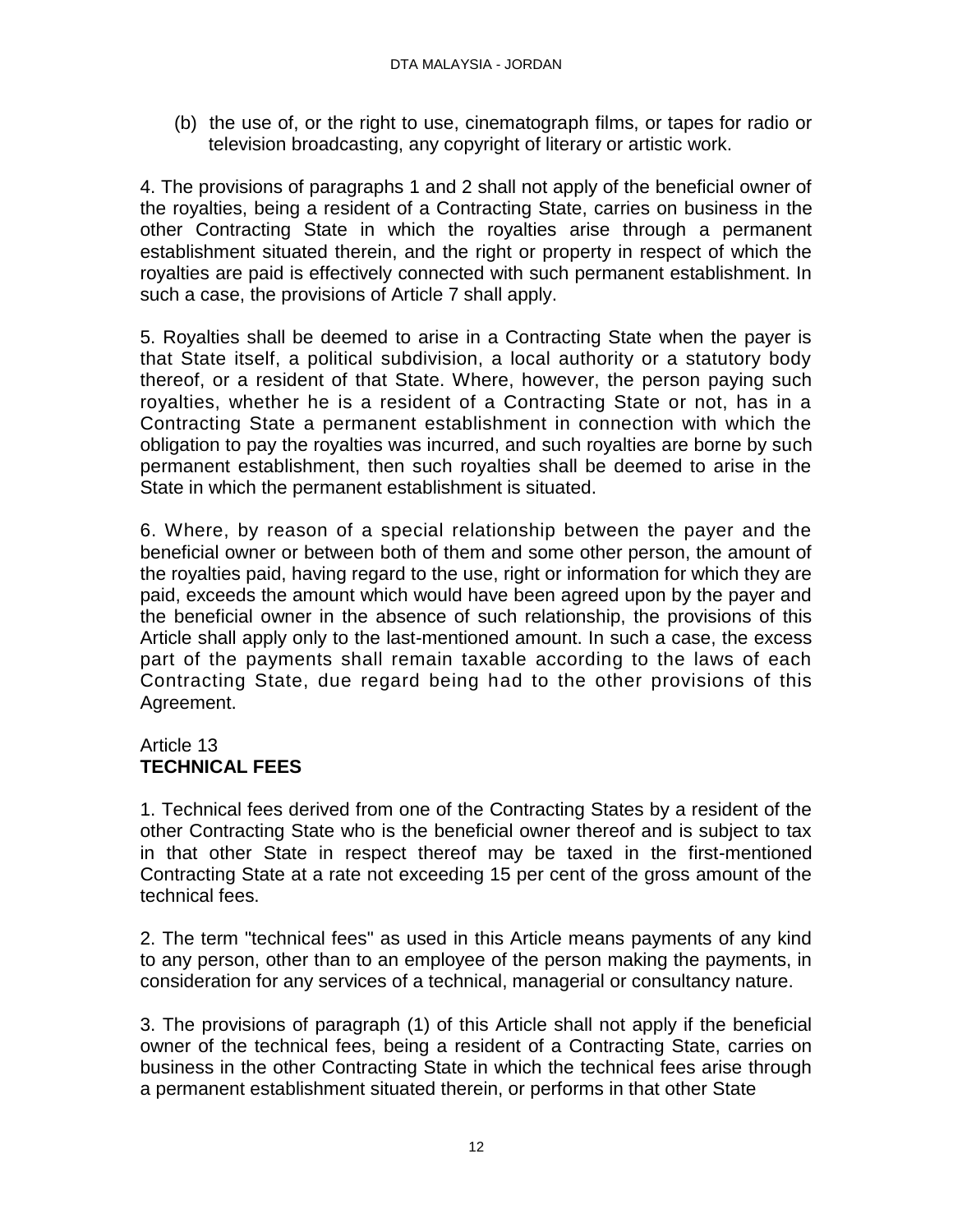(b) the use of, or the right to use, cinematograph films, or tapes for radio or television broadcasting, any copyright of literary or artistic work.

4. The provisions of paragraphs 1 and 2 shall not apply of the beneficial owner of the royalties, being a resident of a Contracting State, carries on business in the other Contracting State in which the royalties arise through a permanent establishment situated therein, and the right or property in respect of which the royalties are paid is effectively connected with such permanent establishment. In such a case, the provisions of Article 7 shall apply.

5. Royalties shall be deemed to arise in a Contracting State when the payer is that State itself, a political subdivision, a local authority or a statutory body thereof, or a resident of that State. Where, however, the person paying such royalties, whether he is a resident of a Contracting State or not, has in a Contracting State a permanent establishment in connection with which the obligation to pay the royalties was incurred, and such royalties are borne by such permanent establishment, then such royalties shall be deemed to arise in the State in which the permanent establishment is situated.

6. Where, by reason of a special relationship between the payer and the beneficial owner or between both of them and some other person, the amount of the royalties paid, having regard to the use, right or information for which they are paid, exceeds the amount which would have been agreed upon by the payer and the beneficial owner in the absence of such relationship, the provisions of this Article shall apply only to the last-mentioned amount. In such a case, the excess part of the payments shall remain taxable according to the laws of each Contracting State, due regard being had to the other provisions of this Agreement.

## Article 13
**TECHNICAL FEES**

1. Technical fees derived from one of the Contracting States by a resident of the other Contracting State who is the beneficial owner thereof and is subject to tax in that other State in respect thereof may be taxed in the first-mentioned Contracting State at a rate not exceeding 15 per cent of the gross amount of the technical fees.

2. The term "technical fees" as used in this Article means payments of any kind to any person, other than to an employee of the person making the payments, in consideration for any services of a technical, managerial or consultancy nature.

3. The provisions of paragraph (1) of this Article shall not apply if the beneficial owner of the technical fees, being a resident of a Contracting State, carries on business in the other Contracting State in which the technical fees arise through a permanent establishment situated therein, or performs in that other State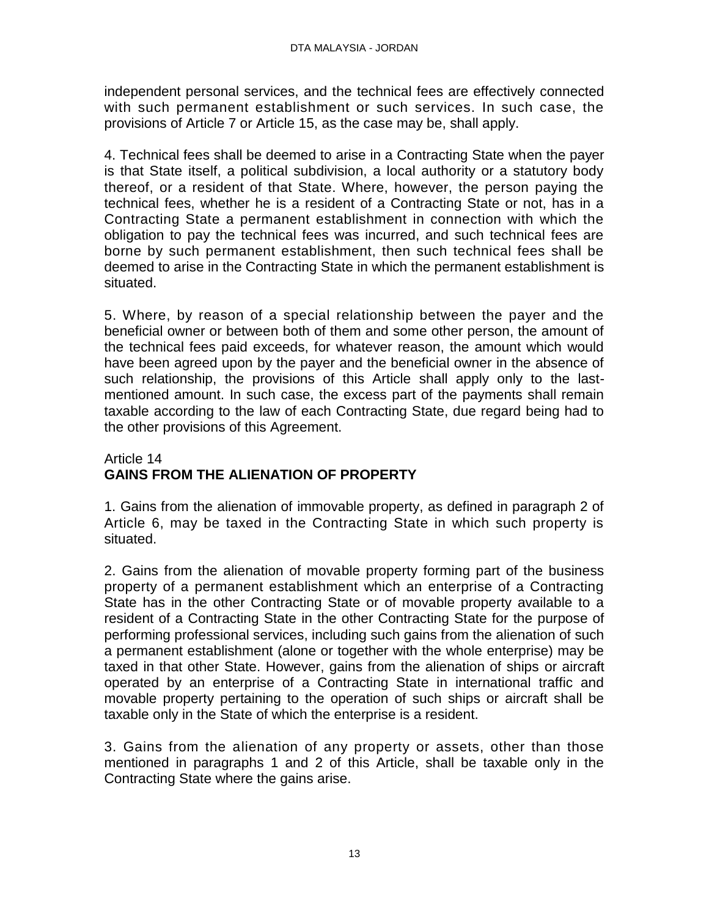independent personal services, and the technical fees are effectively connected with such permanent establishment or such services. In such case, the provisions of Article 7 or Article 15, as the case may be, shall apply.

4. Technical fees shall be deemed to arise in a Contracting State when the payer is that State itself, a political subdivision, a local authority or a statutory body thereof, or a resident of that State. Where, however, the person paying the technical fees, whether he is a resident of a Contracting State or not, has in a Contracting State a permanent establishment in connection with which the obligation to pay the technical fees was incurred, and such technical fees are borne by such permanent establishment, then such technical fees shall be deemed to arise in the Contracting State in which the permanent establishment is situated.

5. Where, by reason of a special relationship between the payer and the beneficial owner or between both of them and some other person, the amount of the technical fees paid exceeds, for whatever reason, the amount which would have been agreed upon by the payer and the beneficial owner in the absence of such relationship, the provisions of this Article shall apply only to the last-mentioned amount. In such case, the excess part of the payments shall remain taxable according to the law of each Contracting State, due regard being had to the other provisions of this Agreement.

## Article 14
## GAINS FROM THE ALIENATION OF PROPERTY

1. Gains from the alienation of immovable property, as defined in paragraph 2 of Article 6, may be taxed in the Contracting State in which such property is situated.

2. Gains from the alienation of movable property forming part of the business property of a permanent establishment which an enterprise of a Contracting State has in the other Contracting State or of movable property available to a resident of a Contracting State in the other Contracting State for the purpose of performing professional services, including such gains from the alienation of such a permanent establishment (alone or together with the whole enterprise) may be taxed in that other State. However, gains from the alienation of ships or aircraft operated by an enterprise of a Contracting State in international traffic and movable property pertaining to the operation of such ships or aircraft shall be taxable only in the State of which the enterprise is a resident.

3. Gains from the alienation of any property or assets, other than those mentioned in paragraphs 1 and 2 of this Article, shall be taxable only in the Contracting State where the gains arise.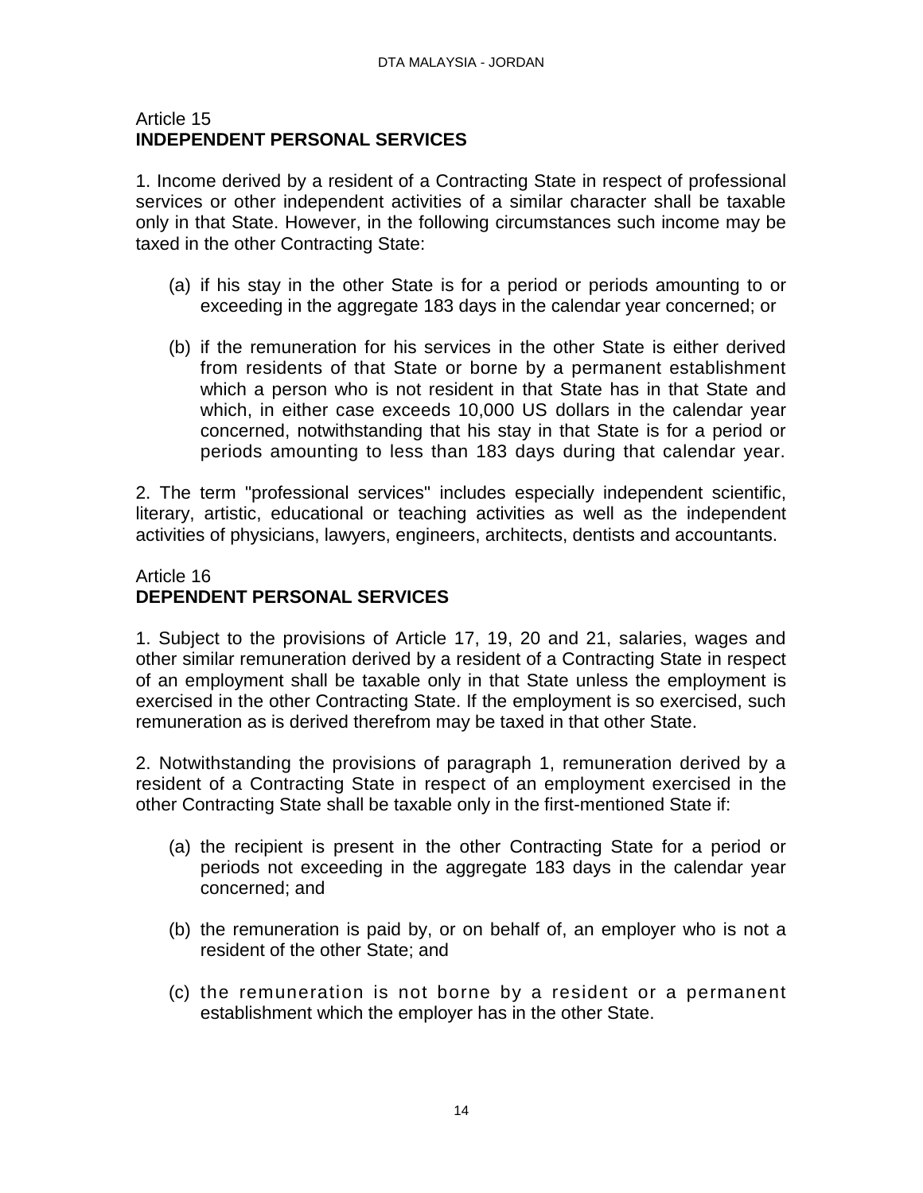Article 15
**INDEPENDENT PERSONAL SERVICES**

1. Income derived by a resident of a Contracting State in respect of professional services or other independent activities of a similar character shall be taxable only in that State. However, in the following circumstances such income may be taxed in the other Contracting State:

   (a) if his stay in the other State is for a period or periods amounting to or exceeding in the aggregate 183 days in the calendar year concerned; or

   (b) if the remuneration for his services in the other State is either derived from residents of that State or borne by a permanent establishment which a person who is not resident in that State has in that State and which, in either case exceeds 10,000 US dollars in the calendar year concerned, notwithstanding that his stay in that State is for a period or periods amounting to less than 183 days during that calendar year.

2. The term "professional services" includes especially independent scientific, literary, artistic, educational or teaching activities as well as the independent activities of physicians, lawyers, engineers, architects, dentists and accountants.

Article 16
**DEPENDENT PERSONAL SERVICES**

1. Subject to the provisions of Article 17, 19, 20 and 21, salaries, wages and other similar remuneration derived by a resident of a Contracting State in respect of an employment shall be taxable only in that State unless the employment is exercised in the other Contracting State. If the employment is so exercised, such remuneration as is derived therefrom may be taxed in that other State.

2. Notwithstanding the provisions of paragraph 1, remuneration derived by a resident of a Contracting State in respect of an employment exercised in the other Contracting State shall be taxable only in the first-mentioned State if:

   (a) the recipient is present in the other Contracting State for a period or periods not exceeding in the aggregate 183 days in the calendar year concerned; and

   (b) the remuneration is paid by, or on behalf of, an employer who is not a resident of the other State; and

   (c) the remuneration is not borne by a resident or a permanent establishment which the employer has in the other State.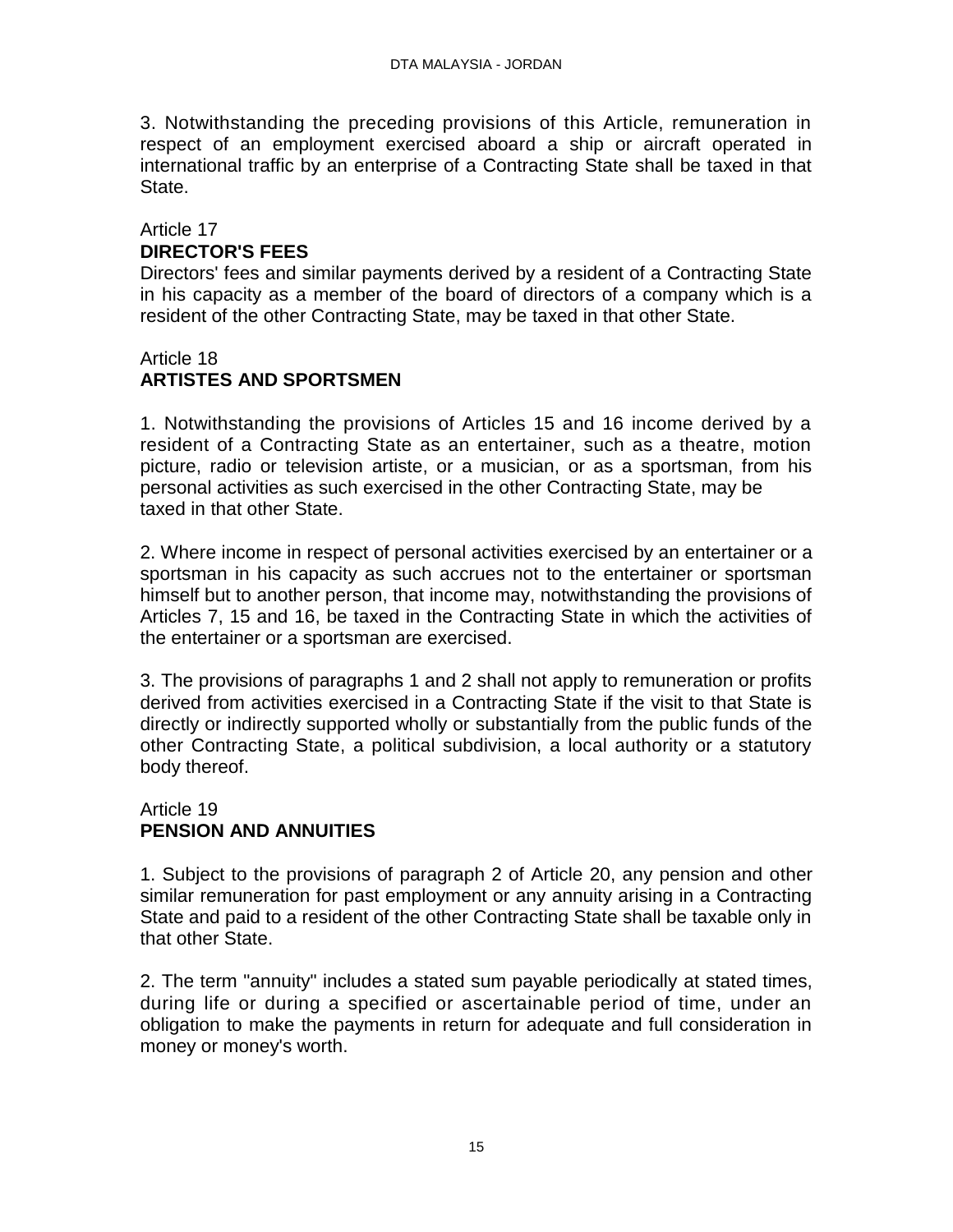3. Notwithstanding the preceding provisions of this Article, remuneration in respect of an employment exercised aboard a ship or aircraft operated in international traffic by an enterprise of a Contracting State shall be taxed in that State.

Article 17
**DIRECTOR'S FEES**

Directors' fees and similar payments derived by a resident of a Contracting State in his capacity as a member of the board of directors of a company which is a resident of the other Contracting State, may be taxed in that other State.

Article 18
**ARTISTES AND SPORTSMEN**

1. Notwithstanding the provisions of Articles 15 and 16 income derived by a resident of a Contracting State as an entertainer, such as a theatre, motion picture, radio or television artiste, or a musician, or as a sportsman, from his personal activities as such exercised in the other Contracting State, may be taxed in that other State.

2. Where income in respect of personal activities exercised by an entertainer or a sportsman in his capacity as such accrues not to the entertainer or sportsman himself but to another person, that income may, notwithstanding the provisions of Articles 7, 15 and 16, be taxed in the Contracting State in which the activities of the entertainer or a sportsman are exercised.

3. The provisions of paragraphs 1 and 2 shall not apply to remuneration or profits derived from activities exercised in a Contracting State if the visit to that State is directly or indirectly supported wholly or substantially from the public funds of the other Contracting State, a political subdivision, a local authority or a statutory body thereof.

Article 19
**PENSION AND ANNUITIES**

1. Subject to the provisions of paragraph 2 of Article 20, any pension and other similar remuneration for past employment or any annuity arising in a Contracting State and paid to a resident of the other Contracting State shall be taxable only in that other State.

2. The term "annuity" includes a stated sum payable periodically at stated times, during life or during a specified or ascertainable period of time, under an obligation to make the payments in return for adequate and full consideration in money or money's worth.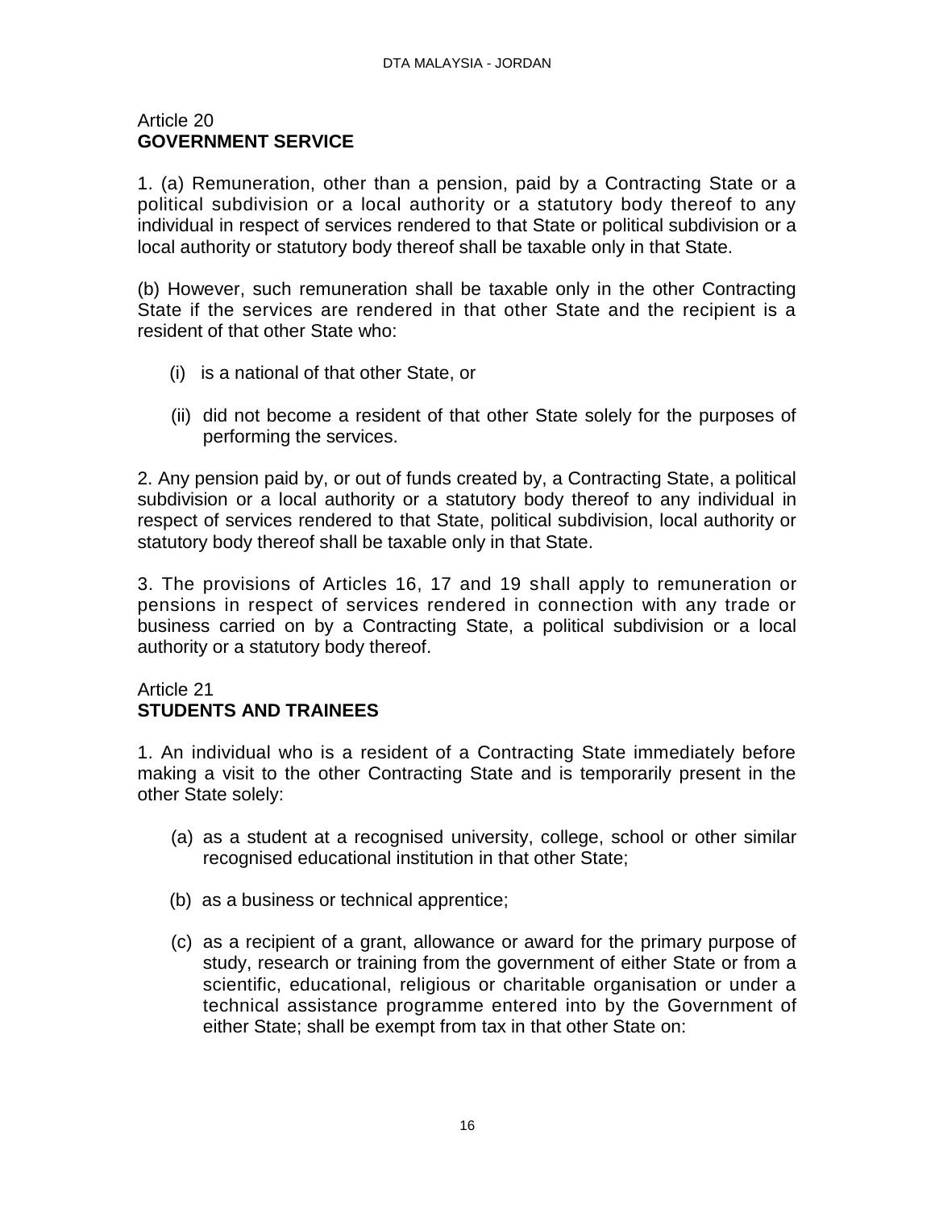## Article 20
## GOVERNMENT SERVICE

1. (a) Remuneration, other than a pension, paid by a Contracting State or a political subdivision or a local authority or a statutory body thereof to any individual in respect of services rendered to that State or political subdivision or a local authority or statutory body thereof shall be taxable only in that State.

(b) However, such remuneration shall be taxable only in the other Contracting State if the services are rendered in that other State and the recipient is a resident of that other State who:

- (i) is a national of that other State, or
- (ii) did not become a resident of that other State solely for the purposes of performing the services.

2. Any pension paid by, or out of funds created by, a Contracting State, a political subdivision or a local authority or a statutory body thereof to any individual in respect of services rendered to that State, political subdivision, local authority or statutory body thereof shall be taxable only in that State.

3. The provisions of Articles 16, 17 and 19 shall apply to remuneration or pensions in respect of services rendered in connection with any trade or business carried on by a Contracting State, a political subdivision or a local authority or a statutory body thereof.

## Article 21
## STUDENTS AND TRAINEES

1. An individual who is a resident of a Contracting State immediately before making a visit to the other Contracting State and is temporarily present in the other State solely:

- (a) as a student at a recognised university, college, school or other similar recognised educational institution in that other State;
- (b) as a business or technical apprentice;
- (c) as a recipient of a grant, allowance or award for the primary purpose of study, research or training from the government of either State or from a scientific, educational, religious or charitable organisation or under a technical assistance programme entered into by the Government of either State; shall be exempt from tax in that other State on: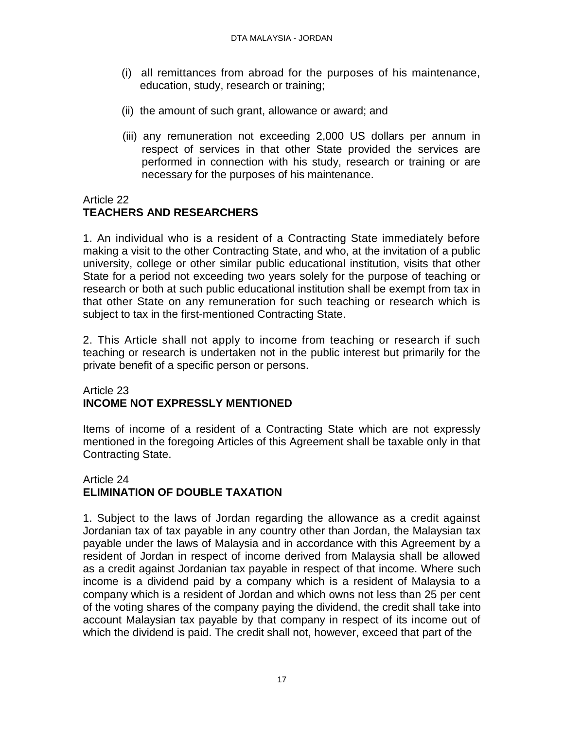(i) all remittances from abroad for the purposes of his maintenance, education, study, research or training;

(ii) the amount of such grant, allowance or award; and

(iii) any remuneration not exceeding 2,000 US dollars per annum in respect of services in that other State provided the services are performed in connection with his study, research or training or are necessary for the purposes of his maintenance.

Article 22
**TEACHERS AND RESEARCHERS**

1. An individual who is a resident of a Contracting State immediately before making a visit to the other Contracting State, and who, at the invitation of a public university, college or other similar public educational institution, visits that other State for a period not exceeding two years solely for the purpose of teaching or research or both at such public educational institution shall be exempt from tax in that other State on any remuneration for such teaching or research which is subject to tax in the first-mentioned Contracting State.

2. This Article shall not apply to income from teaching or research if such teaching or research is undertaken not in the public interest but primarily for the private benefit of a specific person or persons.

Article 23
**INCOME NOT EXPRESSLY MENTIONED**

Items of income of a resident of a Contracting State which are not expressly mentioned in the foregoing Articles of this Agreement shall be taxable only in that Contracting State.

Article 24
**ELIMINATION OF DOUBLE TAXATION**

1. Subject to the laws of Jordan regarding the allowance as a credit against Jordanian tax of tax payable in any country other than Jordan, the Malaysian tax payable under the laws of Malaysia and in accordance with this Agreement by a resident of Jordan in respect of income derived from Malaysia shall be allowed as a credit against Jordanian tax payable in respect of that income. Where such income is a dividend paid by a company which is a resident of Malaysia to a company which is a resident of Jordan and which owns not less than 25 per cent of the voting shares of the company paying the dividend, the credit shall take into account Malaysian tax payable by that company in respect of its income out of which the dividend is paid. The credit shall not, however, exceed that part of the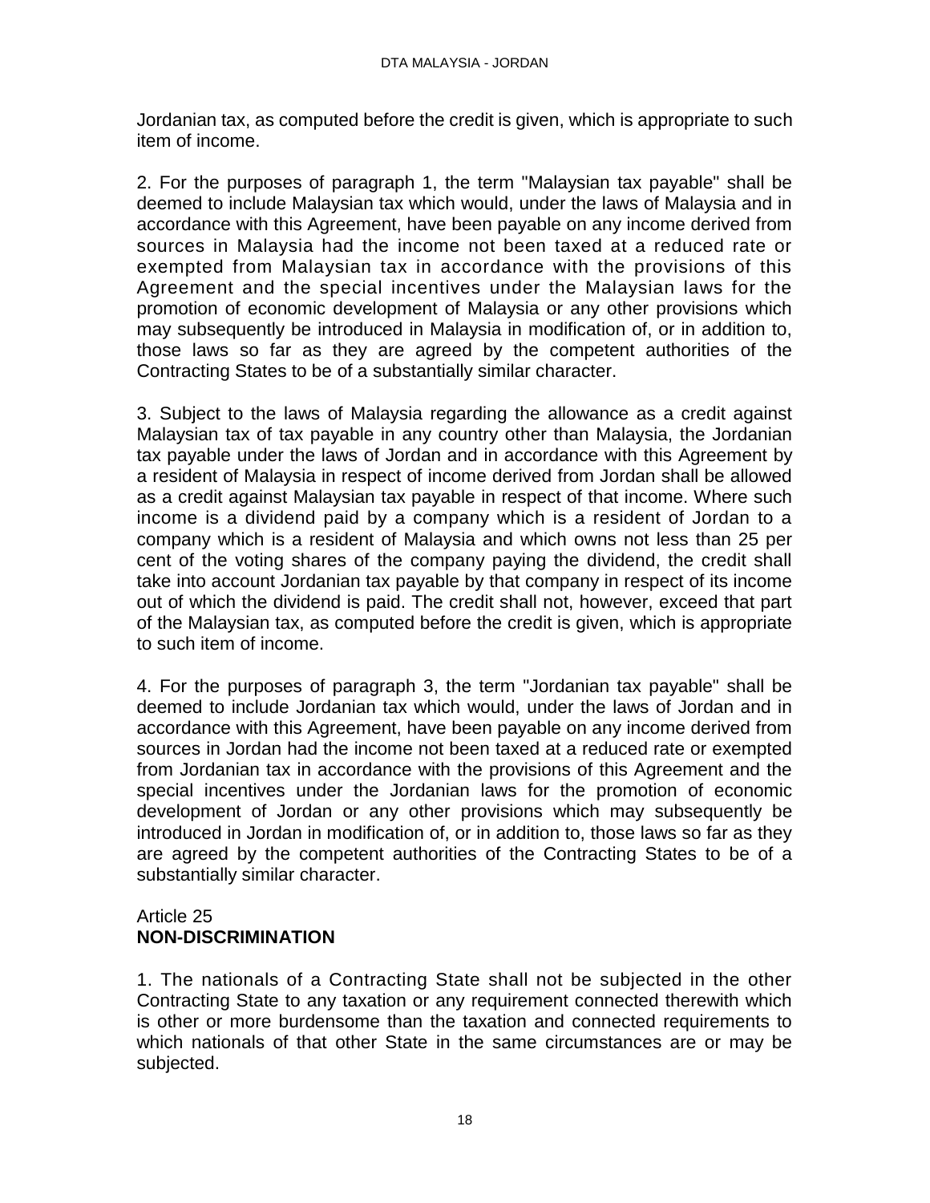Jordanian tax, as computed before the credit is given, which is appropriate to such item of income.

2. For the purposes of paragraph 1, the term "Malaysian tax payable" shall be deemed to include Malaysian tax which would, under the laws of Malaysia and in accordance with this Agreement, have been payable on any income derived from sources in Malaysia had the income not been taxed at a reduced rate or exempted from Malaysian tax in accordance with the provisions of this Agreement and the special incentives under the Malaysian laws for the promotion of economic development of Malaysia or any other provisions which may subsequently be introduced in Malaysia in modification of, or in addition to, those laws so far as they are agreed by the competent authorities of the Contracting States to be of a substantially similar character.

3. Subject to the laws of Malaysia regarding the allowance as a credit against Malaysian tax of tax payable in any country other than Malaysia, the Jordanian tax payable under the laws of Jordan and in accordance with this Agreement by a resident of Malaysia in respect of income derived from Jordan shall be allowed as a credit against Malaysian tax payable in respect of that income. Where such income is a dividend paid by a company which is a resident of Jordan to a company which is a resident of Malaysia and which owns not less than 25 per cent of the voting shares of the company paying the dividend, the credit shall take into account Jordanian tax payable by that company in respect of its income out of which the dividend is paid. The credit shall not, however, exceed that part of the Malaysian tax, as computed before the credit is given, which is appropriate to such item of income.

4. For the purposes of paragraph 3, the term "Jordanian tax payable" shall be deemed to include Jordanian tax which would, under the laws of Jordan and in accordance with this Agreement, have been payable on any income derived from sources in Jordan had the income not been taxed at a reduced rate or exempted from Jordanian tax in accordance with the provisions of this Agreement and the special incentives under the Jordanian laws for the promotion of economic development of Jordan or any other provisions which may subsequently be introduced in Jordan in modification of, or in addition to, those laws so far as they are agreed by the competent authorities of the Contracting States to be of a substantially similar character.

Article 25
**NON-DISCRIMINATION**

1. The nationals of a Contracting State shall not be subjected in the other Contracting State to any taxation or any requirement connected therewith which is other or more burdensome than the taxation and connected requirements to which nationals of that other State in the same circumstances are or may be subjected.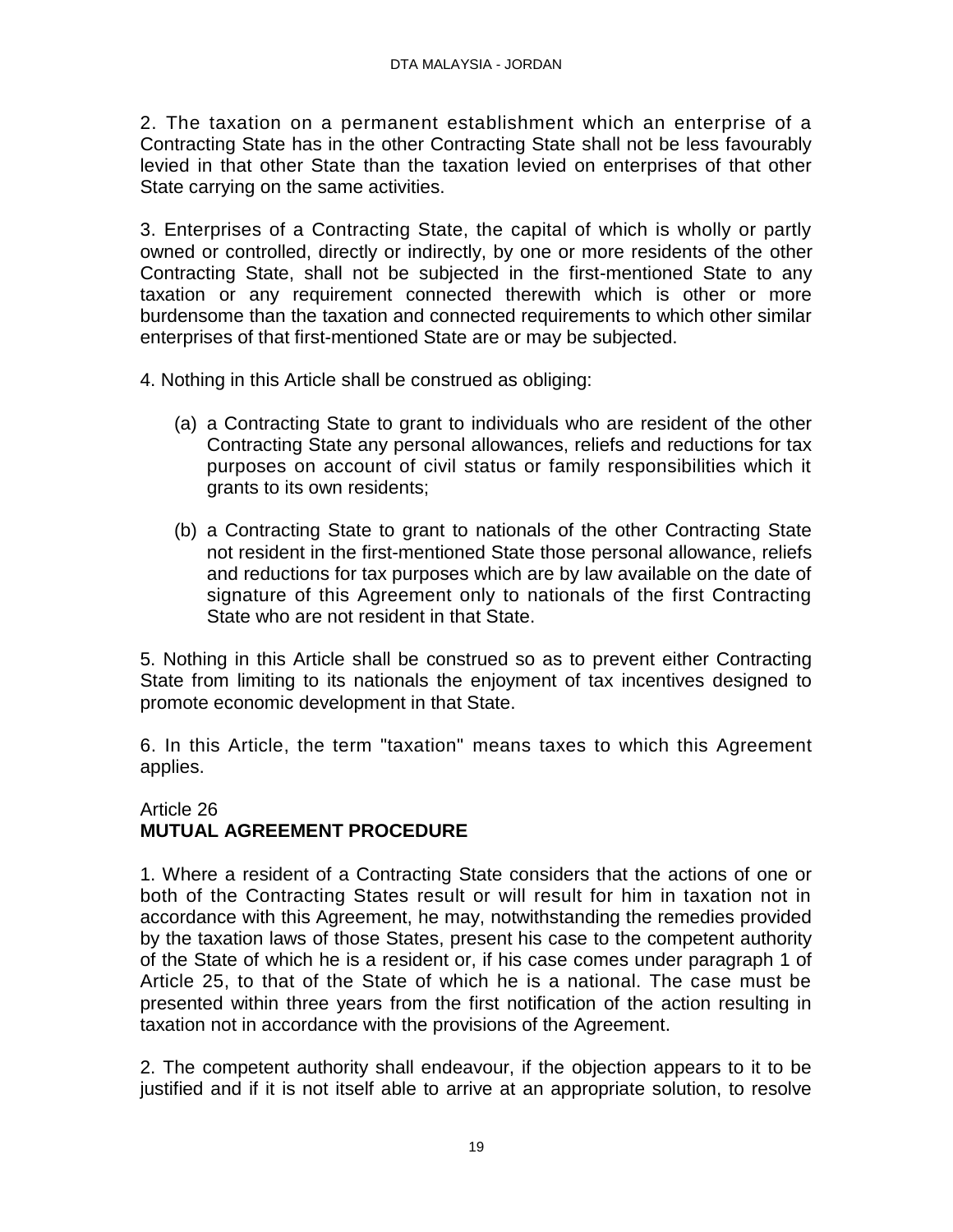2. The taxation on a permanent establishment which an enterprise of a Contracting State has in the other Contracting State shall not be less favourably levied in that other State than the taxation levied on enterprises of that other State carrying on the same activities.

3. Enterprises of a Contracting State, the capital of which is wholly or partly owned or controlled, directly or indirectly, by one or more residents of the other Contracting State, shall not be subjected in the first-mentioned State to any taxation or any requirement connected therewith which is other or more burdensome than the taxation and connected requirements to which other similar enterprises of that first-mentioned State are or may be subjected.

4. Nothing in this Article shall be construed as obliging:

(a) a Contracting State to grant to individuals who are resident of the other Contracting State any personal allowances, reliefs and reductions for tax purposes on account of civil status or family responsibilities which it grants to its own residents;

(b) a Contracting State to grant to nationals of the other Contracting State not resident in the first-mentioned State those personal allowance, reliefs and reductions for tax purposes which are by law available on the date of signature of this Agreement only to nationals of the first Contracting State who are not resident in that State.

5. Nothing in this Article shall be construed so as to prevent either Contracting State from limiting to its nationals the enjoyment of tax incentives designed to promote economic development in that State.

6. In this Article, the term "taxation" means taxes to which this Agreement applies.

## Article 26
## **MUTUAL AGREEMENT PROCEDURE**

1. Where a resident of a Contracting State considers that the actions of one or both of the Contracting States result or will result for him in taxation not in accordance with this Agreement, he may, notwithstanding the remedies provided by the taxation laws of those States, present his case to the competent authority of the State of which he is a resident or, if his case comes under paragraph 1 of Article 25, to that of the State of which he is a national. The case must be presented within three years from the first notification of the action resulting in taxation not in accordance with the provisions of the Agreement.

2. The competent authority shall endeavour, if the objection appears to it to be justified and if it is not itself able to arrive at an appropriate solution, to resolve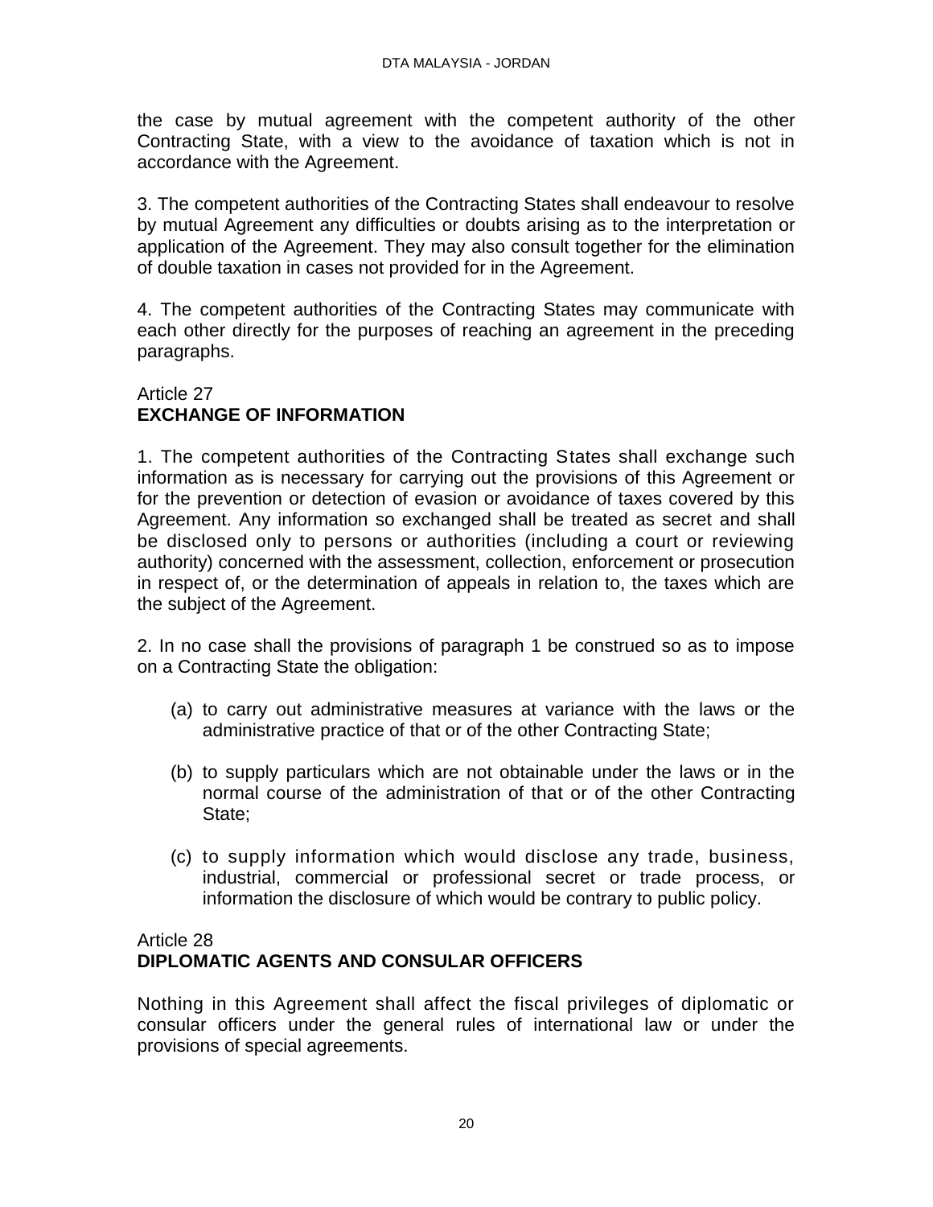the case by mutual agreement with the competent authority of the other Contracting State, with a view to the avoidance of taxation which is not in accordance with the Agreement.

3. The competent authorities of the Contracting States shall endeavour to resolve by mutual Agreement any difficulties or doubts arising as to the interpretation or application of the Agreement. They may also consult together for the elimination of double taxation in cases not provided for in the Agreement.

4. The competent authorities of the Contracting States may communicate with each other directly for the purposes of reaching an agreement in the preceding paragraphs.

Article 27
**EXCHANGE OF INFORMATION**

1. The competent authorities of the Contracting States shall exchange such information as is necessary for carrying out the provisions of this Agreement or for the prevention or detection of evasion or avoidance of taxes covered by this Agreement. Any information so exchanged shall be treated as secret and shall be disclosed only to persons or authorities (including a court or reviewing authority) concerned with the assessment, collection, enforcement or prosecution in respect of, or the determination of appeals in relation to, the taxes which are the subject of the Agreement.

2. In no case shall the provisions of paragraph 1 be construed so as to impose on a Contracting State the obligation:

(a) to carry out administrative measures at variance with the laws or the administrative practice of that or of the other Contracting State;

(b) to supply particulars which are not obtainable under the laws or in the normal course of the administration of that or of the other Contracting State;

(c) to supply information which would disclose any trade, business, industrial, commercial or professional secret or trade process, or information the disclosure of which would be contrary to public policy.

Article 28
**DIPLOMATIC AGENTS AND CONSULAR OFFICERS**

Nothing in this Agreement shall affect the fiscal privileges of diplomatic or consular officers under the general rules of international law or under the provisions of special agreements.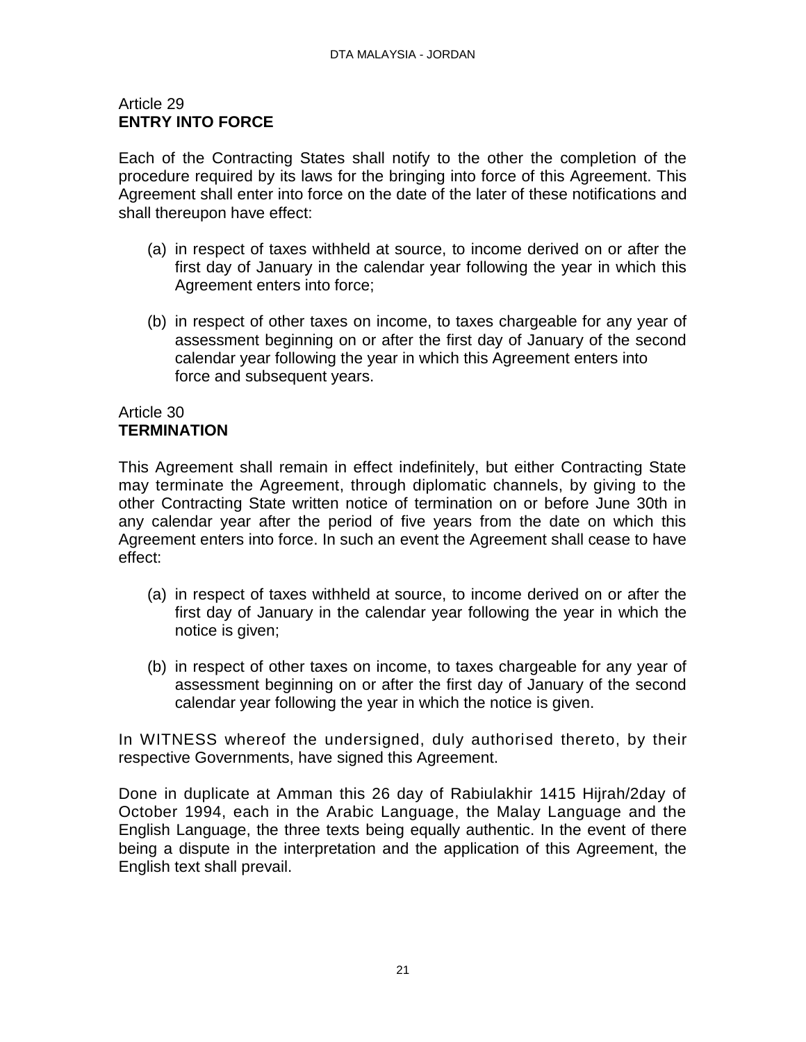Article 29
**ENTRY INTO FORCE**

Each of the Contracting States shall notify to the other the completion of the procedure required by its laws for the bringing into force of this Agreement. This Agreement shall enter into force on the date of the later of these notifications and shall thereupon have effect:

(a) in respect of taxes withheld at source, to income derived on or after the first day of January in the calendar year following the year in which this Agreement enters into force;

(b) in respect of other taxes on income, to taxes chargeable for any year of assessment beginning on or after the first day of January of the second calendar year following the year in which this Agreement enters into force and subsequent years.

Article 30
**TERMINATION**

This Agreement shall remain in effect indefinitely, but either Contracting State may terminate the Agreement, through diplomatic channels, by giving to the other Contracting State written notice of termination on or before June 30th in any calendar year after the period of five years from the date on which this Agreement enters into force. In such an event the Agreement shall cease to have effect:

(a) in respect of taxes withheld at source, to income derived on or after the first day of January in the calendar year following the year in which the notice is given;

(b) in respect of other taxes on income, to taxes chargeable for any year of assessment beginning on or after the first day of January of the second calendar year following the year in which the notice is given.

In WITNESS whereof the undersigned, duly authorised thereto, by their respective Governments, have signed this Agreement.

Done in duplicate at Amman this 26 day of Rabiulakhir 1415 Hijrah/2day of October 1994, each in the Arabic Language, the Malay Language and the English Language, the three texts being equally authentic. In the event of there being a dispute in the interpretation and the application of this Agreement, the English text shall prevail.